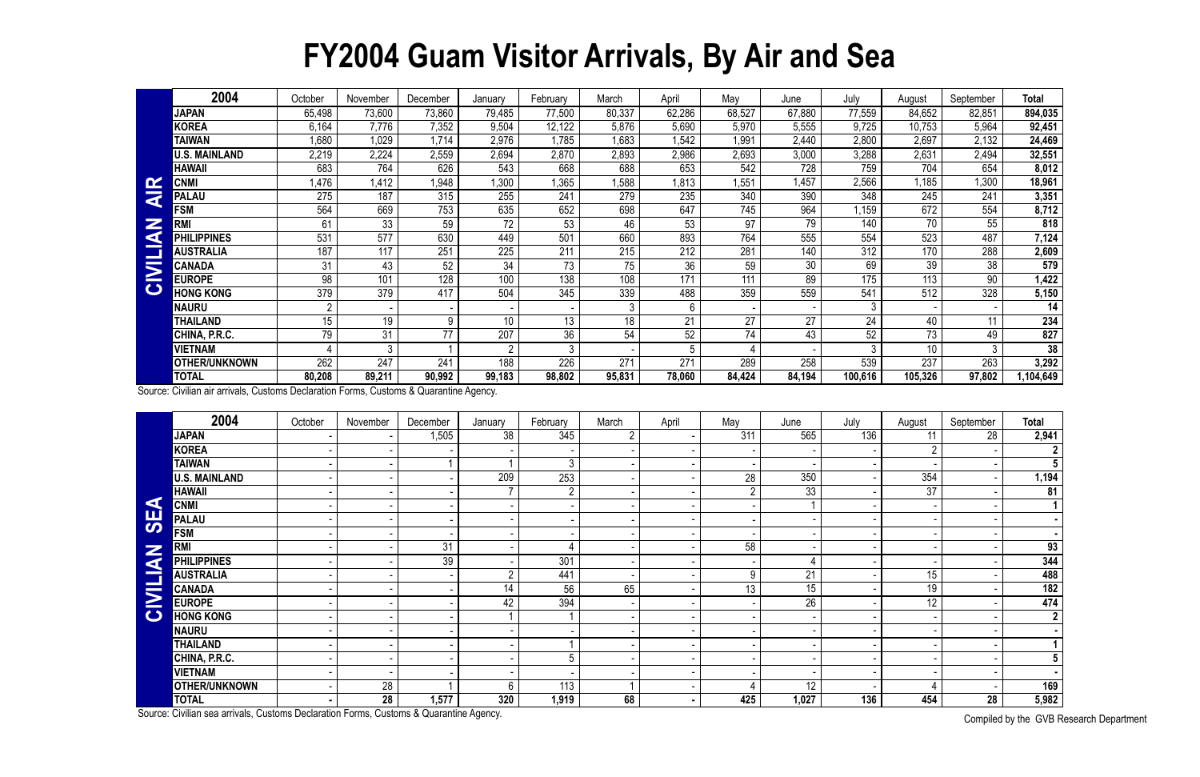# FY2004 Guam Visitor Arrivals, By Air and Sea

**CIVILIAN AIR**

| 2004 | October | November | December | January | February | March | April | May | June | July | August | September | Total |
|---|---|---|---|---|---|---|---|---|---|---|---|---|---|
| JAPAN | 65,498 | 73,600 | 73,860 | 79,485 | 77,500 | 80,337 | 62,286 | 68,527 | 67,880 | 77,559 | 84,652 | 82,851 | 894,035 |
| KOREA | 6,164 | 7,776 | 7,352 | 9,504 | 12,122 | 5,876 | 5,690 | 5,970 | 5,555 | 9,725 | 10,753 | 5,964 | 92,451 |
| TAIWAN | 1,680 | 1,029 | 1,714 | 2,976 | 1,785 | 1,683 | 1,542 | 1,991 | 2,440 | 2,800 | 2,697 | 2,132 | 24,469 |
| U.S. MAINLAND | 2,219 | 2,224 | 2,559 | 2,694 | 2,870 | 2,893 | 2,986 | 2,693 | 3,000 | 3,288 | 2,631 | 2,494 | 32,551 |
| HAWAII | 683 | 764 | 626 | 543 | 668 | 688 | 653 | 542 | 728 | 759 | 704 | 654 | 8,012 |
| CNMI | 1,476 | 1,412 | 1,948 | 1,300 | 1,365 | 1,588 | 1,813 | 1,551 | 1,457 | 2,566 | 1,185 | 1,300 | 18,961 |
| PALAU | 275 | 187 | 315 | 255 | 241 | 279 | 235 | 340 | 390 | 348 | 245 | 241 | 3,351 |
| FSM | 564 | 669 | 753 | 635 | 652 | 698 | 647 | 745 | 964 | 1,159 | 672 | 554 | 8,712 |
| RMI | 61 | 33 | 59 | 72 | 53 | 46 | 53 | 97 | 79 | 140 | 70 | 55 | 818 |
| PHILIPPINES | 531 | 577 | 630 | 449 | 501 | 660 | 893 | 764 | 555 | 554 | 523 | 487 | 7,124 |
| AUSTRALIA | 187 | 117 | 251 | 225 | 211 | 215 | 212 | 281 | 140 | 312 | 170 | 288 | 2,609 |
| CANADA | 31 | 43 | 52 | 34 | 73 | 75 | 36 | 59 | 30 | 69 | 39 | 38 | 579 |
| EUROPE | 98 | 101 | 128 | 100 | 138 | 108 | 171 | 111 | 89 | 175 | 113 | 90 | 1,422 |
| HONG KONG | 379 | 379 | 417 | 504 | 345 | 339 | 488 | 359 | 559 | 541 | 512 | 328 | 5,150 |
| NAURU | 2 | - | - | - | - | 3 | 6 | - | - | 3 | - | - | 14 |
| THAILAND | 15 | 19 | 9 | 10 | 13 | 18 | 21 | 27 | 27 | 24 | 40 | 11 | 234 |
| CHINA, P.R.C. | 79 | 31 | 77 | 207 | 36 | 54 | 52 | 74 | 43 | 52 | 73 | 49 | 827 |
| VIETNAM | 4 | 3 | 1 | 2 | 3 | - | 5 | 4 | - | 3 | 10 | 3 | 38 |
| OTHER/UNKNOWN | 262 | 247 | 241 | 188 | 226 | 271 | 271 | 289 | 258 | 539 | 237 | 263 | 3,292 |
| **TOTAL** | **80,208** | **89,211** | **90,992** | **99,183** | **98,802** | **95,831** | **78,060** | **84,424** | **84,194** | **100,616** | **105,326** | **97,802** | **1,104,649** |

Source: Civilian air arrivals, Customs Declaration Forms, Customs & Quarantine Agency.

**CIVILIAN SEA**

| 2004 | October | November | December | January | February | March | April | May | June | July | August | September | Total |
|---|---|---|---|---|---|---|---|---|---|---|---|---|---|
| JAPAN | - | - | 1,505 | 38 | 345 | 2 | - | 311 | 565 | 136 | 11 | 28 | 2,941 |
| KOREA | - | - | - | - | - | - | - | - | - | - | 2 | - | 2 |
| TAIWAN | - | - | 1 | 1 | 3 | - | - | - | - | - | - | - | 5 |
| U.S. MAINLAND | - | - | - | 209 | 253 | - | - | 28 | 350 | - | 354 | - | 1,194 |
| HAWAII | - | - | - | 7 | 2 | - | - | 2 | 33 | - | 37 | - | 81 |
| CNMI | - | - | - | - | - | - | - | - | 1 | - | - | - | 1 |
| PALAU | - | - | - | - | - | - | - | - | - | - | - | - | - |
| FSM | - | - | - | - | - | - | - | - | - | - | - | - | - |
| RMI | - | - | 31 | - | 4 | - | - | 58 | - | - | - | - | 93 |
| PHILIPPINES | - | - | 39 | - | 301 | - | - | - | 4 | - | - | - | 344 |
| AUSTRALIA | - | - | - | 2 | 441 | - | - | 9 | 21 | - | 15 | - | 488 |
| CANADA | - | - | - | 14 | 56 | 65 | - | 13 | 15 | - | 19 | - | 182 |
| EUROPE | - | - | - | 42 | 394 | - | - | - | 26 | - | 12 | - | 474 |
| HONG KONG | - | - | - | 1 | 1 | - | - | - | - | - | - | - | 2 |
| NAURU | - | - | - | - | - | - | - | - | - | - | - | - | - |
| THAILAND | - | - | - | - | 1 | - | - | - | - | - | - | - | 1 |
| CHINA, P.R.C. | - | - | - | - | 5 | - | - | - | - | - | - | - | 5 |
| VIETNAM | - | - | - | - | - | - | - | - | - | - | - | - | - |
| OTHER/UNKNOWN | - | 28 | 1 | 6 | 113 | 1 | - | 4 | 12 | - | 4 | - | 169 |
| **TOTAL** | **-** | **28** | **1,577** | **320** | **1,919** | **68** | **-** | **425** | **1,027** | **136** | **454** | **28** | **5,982** |

Source: Civilian sea arrivals, Customs Declaration Forms, Customs & Quarantine Agency.

Compiled by the GVB Research Department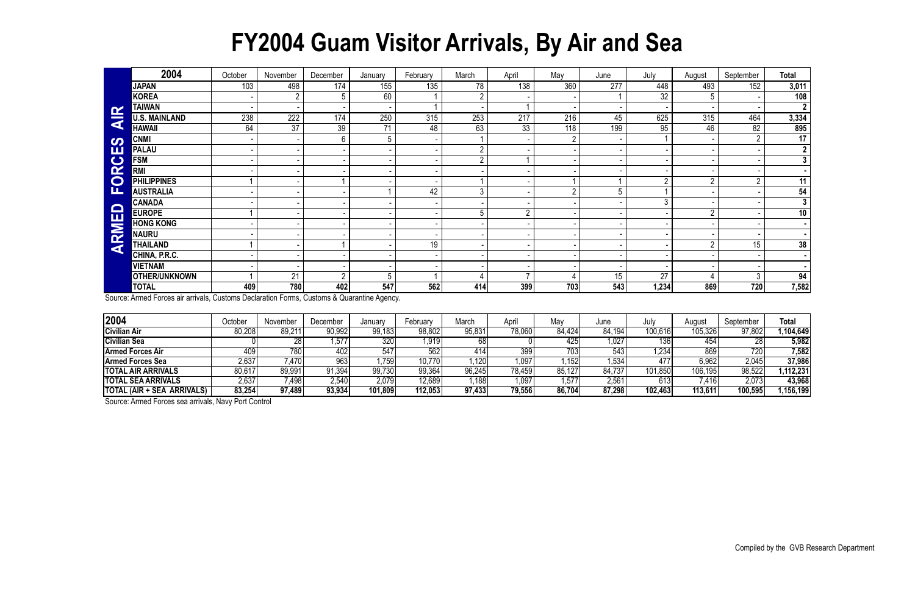# FY2004 Guam Visitor Arrivals, By Air and Sea

| | 2004 | October | November | December | January | February | March | April | May | June | July | August | September | Total |
|---|---|---|---|---|---|---|---|---|---|---|---|---|---|---|
| ARMED FORCES AIR | **JAPAN** | 103 | 498 | 174 | 155 | 135 | 78 | 138 | 360 | 277 | 448 | 493 | 152 | **3,011** |
| | **KOREA** | - | 2 | 5 | 60 | 1 | 2 | - | - | 1 | 32 | 5 | - | **108** |
| | **TAIWAN** | - | - | - | - | 1 | - | 1 | - | - | - | - | - | **2** |
| | **U.S. MAINLAND** | 238 | 222 | 174 | 250 | 315 | 253 | 217 | 216 | 45 | 625 | 315 | 464 | **3,334** |
| | **HAWAII** | 64 | 37 | 39 | 71 | 48 | 63 | 33 | 118 | 199 | 95 | 46 | 82 | **895** |
| | **CNMI** | - | - | 6 | 5 | - | 1 | - | 2 | - | 1 | - | 2 | **17** |
| | **PALAU** | - | - | - | - | - | 2 | - | - | - | - | - | - | **2** |
| | **FSM** | - | - | - | - | - | 2 | 1 | - | - | - | - | - | **3** |
| | **RMI** | - | - | - | - | - | - | - | - | - | - | - | - | **-** |
| | **PHILIPPINES** | 1 | - | 1 | - | - | 1 | - | 1 | 1 | 2 | 2 | 2 | **11** |
| | **AUSTRALIA** | - | - | - | 1 | 42 | 3 | - | 2 | 5 | 1 | - | - | **54** |
| | **CANADA** | - | - | - | - | - | - | - | - | - | 3 | - | - | **3** |
| | **EUROPE** | 1 | - | - | - | - | 5 | 2 | - | - | - | 2 | - | **10** |
| | **HONG KONG** | - | - | - | - | - | - | - | - | - | - | - | - | **-** |
| | **NAURU** | - | - | - | - | - | - | - | - | - | - | - | - | **-** |
| | **THAILAND** | 1 | - | 1 | - | 19 | - | - | - | - | - | 2 | 15 | **38** |
| | **CHINA, P.R.C.** | - | - | - | - | - | - | - | - | - | - | - | - | **-** |
| | **VIETNAM** | - | - | - | - | - | - | - | - | - | - | - | - | **-** |
| | **OTHER/UNKNOWN** | 1 | 21 | 2 | 5 | 1 | 4 | 7 | 4 | 15 | 27 | 4 | 3 | **94** |
| | **TOTAL** | **409** | **780** | **402** | **547** | **562** | **414** | **399** | **703** | **543** | **1,234** | **869** | **720** | **7,582** |

Source: Armed Forces air arrivals, Customs Declaration Forms, Customs & Quarantine Agency.

| 2004 | October | November | December | January | February | March | April | May | June | July | August | September | Total |
|---|---|---|---|---|---|---|---|---|---|---|---|---|---|
| **Civilian Air** | 80,208 | 89,211 | 90,992 | 99,183 | 98,802 | 95,831 | 78,060 | 84,424 | 84,194 | 100,616 | 105,326 | 97,802 | **1,104,649** |
| **Civilian Sea** | 0 | 28 | 1,577 | 320 | 1,919 | 68 | 0 | 425 | 1,027 | 136 | 454 | 28 | **5,982** |
| **Armed Forces Air** | 409 | 780 | 402 | 547 | 562 | 414 | 399 | 703 | 543 | 1,234 | 869 | 720 | **7,582** |
| **Armed Forces Sea** | 2,637 | 7,470 | 963 | 1,759 | 10,770 | 1,120 | 1,097 | 1,152 | 1,534 | 477 | 6,962 | 2,045 | **37,986** |
| **TOTAL AIR ARRIVALS** | 80,617 | 89,991 | 91,394 | 99,730 | 99,364 | 96,245 | 78,459 | 85,127 | 84,737 | 101,850 | 106,195 | 98,522 | **1,112,231** |
| **TOTAL SEA ARRIVALS** | 2,637 | 7,498 | 2,540 | 2,079 | 12,689 | 1,188 | 1,097 | 1,577 | 2,561 | 613 | 7,416 | 2,073 | **43,968** |
| **TOTAL (AIR + SEA ARRIVALS)** | **83,254** | **97,489** | **93,934** | **101,809** | **112,053** | **97,433** | **79,556** | **86,704** | **87,298** | **102,463** | **113,611** | **100,595** | **1,156,199** |

Source: Armed Forces sea arrivals, Navy Port Control

Compiled by the GVB Research Department